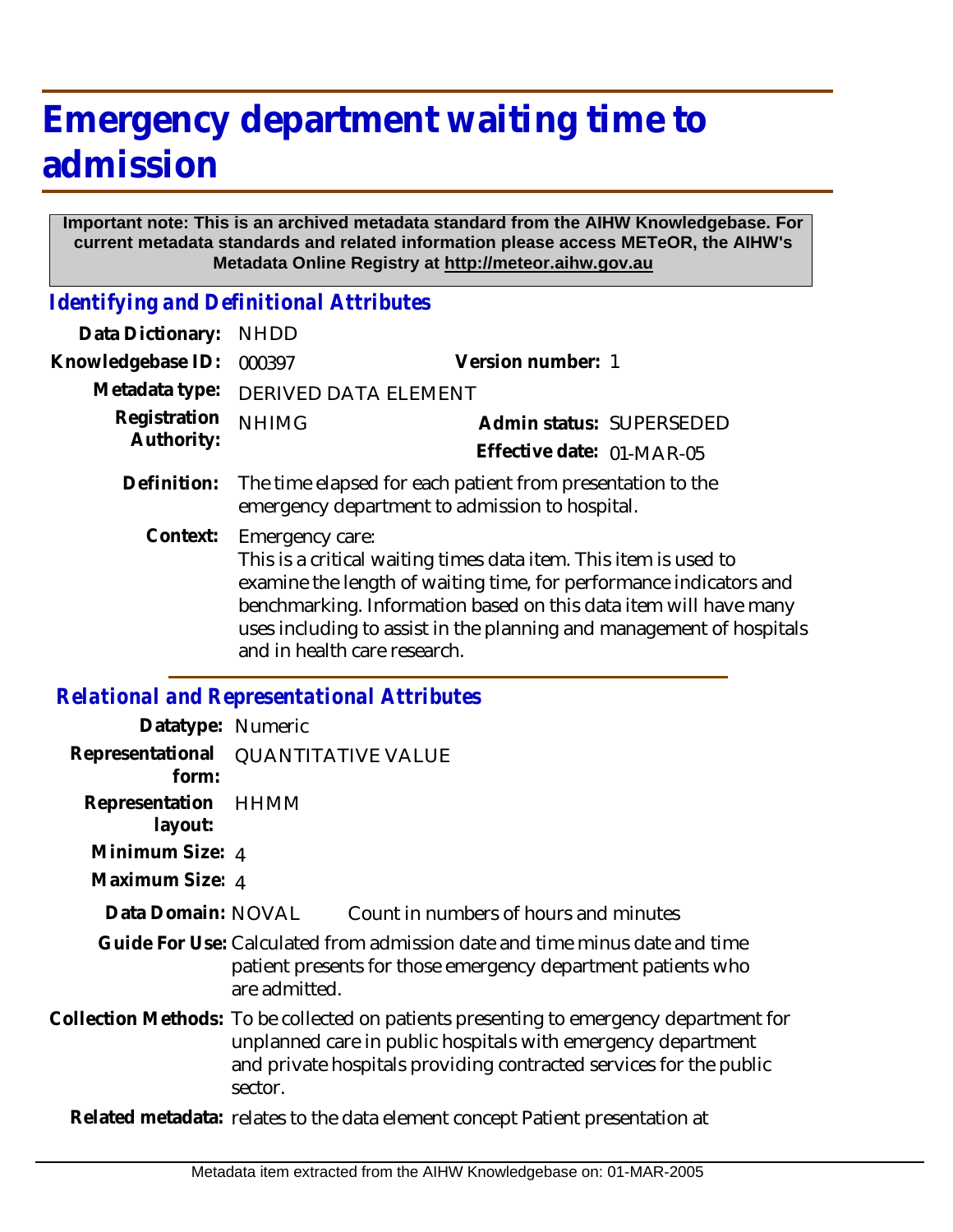# Emergency department waiting time to admission

**Important note: This is an archived metadata standard from the AIHW Knowledgebase. For current metadata standards and related information please access METeOR, the AIHW's Metadata Online Registry at http://meteor.aihw.gov.au**

## *Identifying and Definitional Attributes*

**Data Dictionary:** NHDD

**Knowledgebase ID:** 000397 **Version number:** 1

**Metadata type:** DERIVED DATA ELEMENT

**Registration Authority:** NHIMG **Admin status:** SUPERSEDED

**Effective date:** 01-MAR-05

**Definition:** The time elapsed for each patient from presentation to the emergency department to admission to hospital.

**Context:** Emergency care:
This is a critical waiting times data item. This item is used to examine the length of waiting time, for performance indicators and benchmarking. Information based on this data item will have many uses including to assist in the planning and management of hospitals and in health care research.

## *Relational and Representational Attributes*

**Datatype:** Numeric

**Representational form:** QUANTITATIVE VALUE

**Representation layout:** HHMM

**Minimum Size:** 4

**Maximum Size:** 4

**Data Domain:** NOVAL Count in numbers of hours and minutes

**Guide For Use:** Calculated from admission date and time minus date and time patient presents for those emergency department patients who are admitted.

**Collection Methods:** To be collected on patients presenting to emergency department for unplanned care in public hospitals with emergency department and private hospitals providing contracted services for the public sector.

**Related metadata:** relates to the data element concept Patient presentation at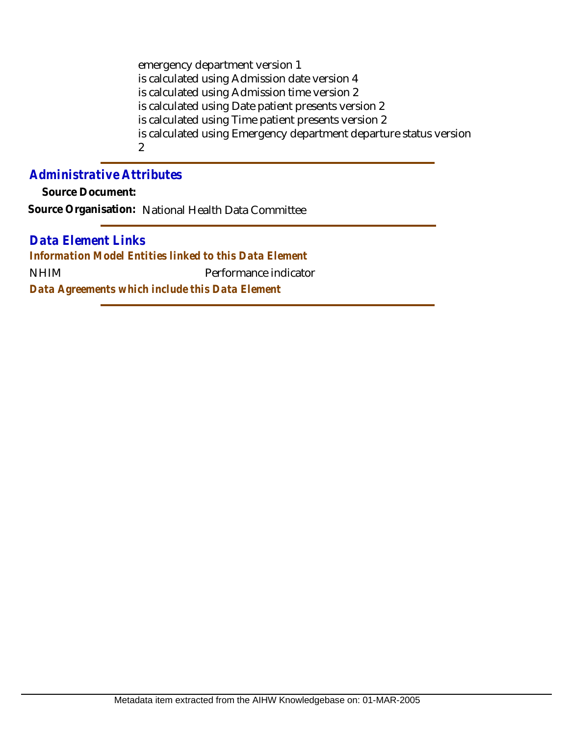emergency department version 1
is calculated using Admission date version 4
is calculated using Admission time version 2
is calculated using Date patient presents version 2
is calculated using Time patient presents version 2
is calculated using Emergency department departure status version 2

## Administrative Attributes

**Source Document:**

**Source Organisation:** National Health Data Committee

## Data Element Links

***Information Model Entities linked to this Data Element***

NHIM Performance indicator

***Data Agreements which include this Data Element***

Metadata item extracted from the AIHW Knowledgebase on: 01-MAR-2005